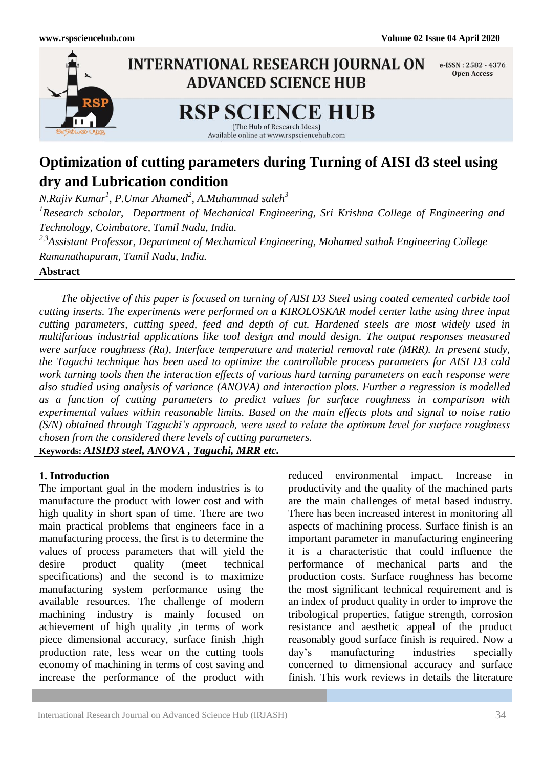# Optimization of cutting parameters during Turning of AISI d3 steel using dry and Lubrication condition

*N.Rajiv Kumar[1], P.Umar Ahamed[2], A.Muhammad saleh[3]*

*[1]Research scholar, Department of Mechanical Engineering, Sri Krishna College of Engineering and Technology, Coimbatore, Tamil Nadu, India.*

*[2,3]Assistant Professor, Department of Mechanical Engineering, Mohamed sathak Engineering College Ramanathapuram, Tamil Nadu, India.*

## Abstract

*The objective of this paper is focused on turning of AISI D3 Steel using coated cemented carbide tool cutting inserts. The experiments were performed on a KIROLOSKAR model center lathe using three input cutting parameters, cutting speed, feed and depth of cut. Hardened steels are most widely used in multifarious industrial applications like tool design and mould design. The output responses measured were surface roughness (Ra), Interface temperature and material removal rate (MRR). In present study, the Taguchi technique has been used to optimize the controllable process parameters for AISI D3 cold work turning tools then the interaction effects of various hard turning parameters on each response were also studied using analysis of variance (ANOVA) and interaction plots. Further a regression is modelled as a function of cutting parameters to predict values for surface roughness in comparison with experimental values within reasonable limits. Based on the main effects plots and signal to noise ratio (S/N) obtained through Taguchi's approach, were used to relate the optimum level for surface roughness chosen from the considered there levels of cutting parameters.*

**Keywords:** ***AISID3 steel, ANOVA , Taguchi, MRR etc.***

## 1. Introduction

The important goal in the modern industries is to manufacture the product with lower cost and with high quality in short span of time. There are two main practical problems that engineers face in a manufacturing process, the first is to determine the values of process parameters that will yield the desire product quality (meet technical specifications) and the second is to maximize manufacturing system performance using the available resources. The challenge of modern machining industry is mainly focused on achievement of high quality ,in terms of work piece dimensional accuracy, surface finish ,high production rate, less wear on the cutting tools economy of machining in terms of cost saving and increase the performance of the product with reduced environmental impact. Increase in productivity and the quality of the machined parts are the main challenges of metal based industry. There has been increased interest in monitoring all aspects of machining process. Surface finish is an important parameter in manufacturing engineering it is a characteristic that could influence the performance of mechanical parts and the production costs. Surface roughness has become the most significant technical requirement and is an index of product quality in order to improve the tribological properties, fatigue strength, corrosion resistance and aesthetic appeal of the product reasonably good surface finish is required. Now a day's manufacturing industries specially concerned to dimensional accuracy and surface finish. This work reviews in details the literature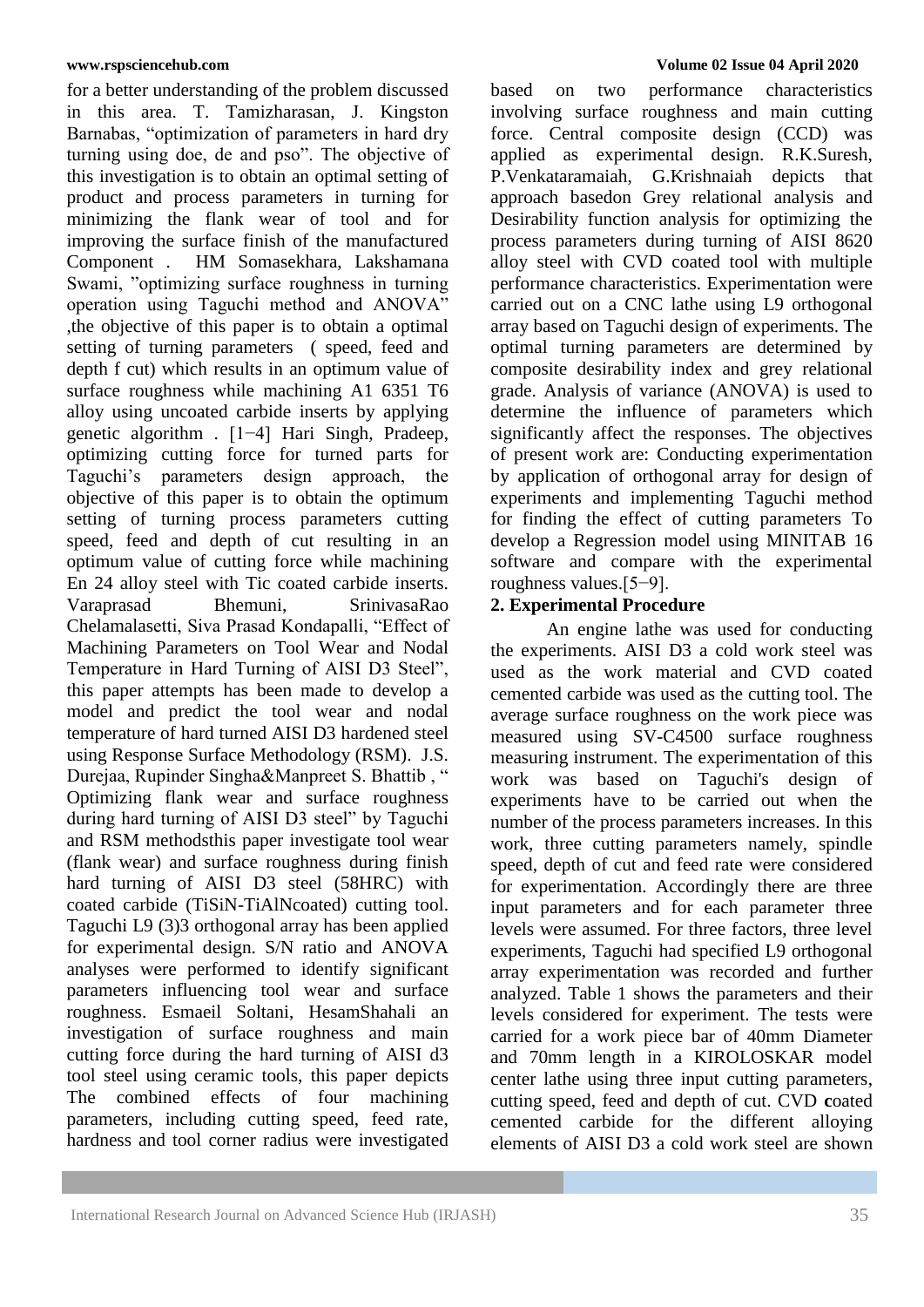for a better understanding of the problem discussed in this area. T. Tamizharasan, J. Kingston Barnabas, "optimization of parameters in hard dry turning using doe, de and pso". The objective of this investigation is to obtain an optimal setting of product and process parameters in turning for minimizing the flank wear of tool and for improving the surface finish of the manufactured Component . HM Somasekhara, Lakshamana Swami, "optimizing surface roughness in turning operation using Taguchi method and ANOVA" ,the objective of this paper is to obtain a optimal setting of turning parameters ( speed, feed and depth f cut) which results in an optimum value of surface roughness while machining A1 6351 T6 alloy using uncoated carbide inserts by applying genetic algorithm . [1−4] Hari Singh, Pradeep, optimizing cutting force for turned parts for Taguchi's parameters design approach, the objective of this paper is to obtain the optimum setting of turning process parameters cutting speed, feed and depth of cut resulting in an optimum value of cutting force while machining En 24 alloy steel with Tic coated carbide inserts. Varaprasad Bhemuni, SrinivasaRao Chelamalasetti, Siva Prasad Kondapalli, "Effect of Machining Parameters on Tool Wear and Nodal Temperature in Hard Turning of AISI D3 Steel", this paper attempts has been made to develop a model and predict the tool wear and nodal temperature of hard turned AISI D3 hardened steel using Response Surface Methodology (RSM). J.S. Durejaa, Rupinder Singha&Manpreet S. Bhattib , " Optimizing flank wear and surface roughness during hard turning of AISI D3 steel" by Taguchi and RSM methodsthis paper investigate tool wear (flank wear) and surface roughness during finish hard turning of AISI D3 steel (58HRC) with coated carbide (TiSiN-TiAlNcoated) cutting tool. Taguchi L9 (3)3 orthogonal array has been applied for experimental design. S/N ratio and ANOVA analyses were performed to identify significant parameters influencing tool wear and surface roughness. Esmaeil Soltani, HesamShahali an investigation of surface roughness and main cutting force during the hard turning of AISI d3 tool steel using ceramic tools, this paper depicts The combined effects of four machining parameters, including cutting speed, feed rate, hardness and tool corner radius were investigated based on two performance characteristics involving surface roughness and main cutting force. Central composite design (CCD) was applied as experimental design. R.K.Suresh, P.Venkataramaiah, G.Krishnaiah depicts that approach basedon Grey relational analysis and Desirability function analysis for optimizing the process parameters during turning of AISI 8620 alloy steel with CVD coated tool with multiple performance characteristics. Experimentation were carried out on a CNC lathe using L9 orthogonal array based on Taguchi design of experiments. The optimal turning parameters are determined by composite desirability index and grey relational grade. Analysis of variance (ANOVA) is used to determine the influence of parameters which significantly affect the responses. The objectives of present work are: Conducting experimentation by application of orthogonal array for design of experiments and implementing Taguchi method for finding the effect of cutting parameters To develop a Regression model using MINITAB 16 software and compare with the experimental roughness values.[5−9].

## 2. Experimental Procedure

An engine lathe was used for conducting the experiments. AISI D3 a cold work steel was used as the work material and CVD coated cemented carbide was used as the cutting tool. The average surface roughness on the work piece was measured using SV-C4500 surface roughness measuring instrument. The experimentation of this work was based on Taguchi's design of experiments have to be carried out when the number of the process parameters increases. In this work, three cutting parameters namely, spindle speed, depth of cut and feed rate were considered for experimentation. Accordingly there are three input parameters and for each parameter three levels were assumed. For three factors, three level experiments, Taguchi had specified L9 orthogonal array experimentation was recorded and further analyzed. Table 1 shows the parameters and their levels considered for experiment. The tests were carried for a work piece bar of 40mm Diameter and 70mm length in a KIROLOSKAR model center lathe using three input cutting parameters, cutting speed, feed and depth of cut. CVD **c**oated cemented carbide for the different alloying elements of AISI D3 a cold work steel are shown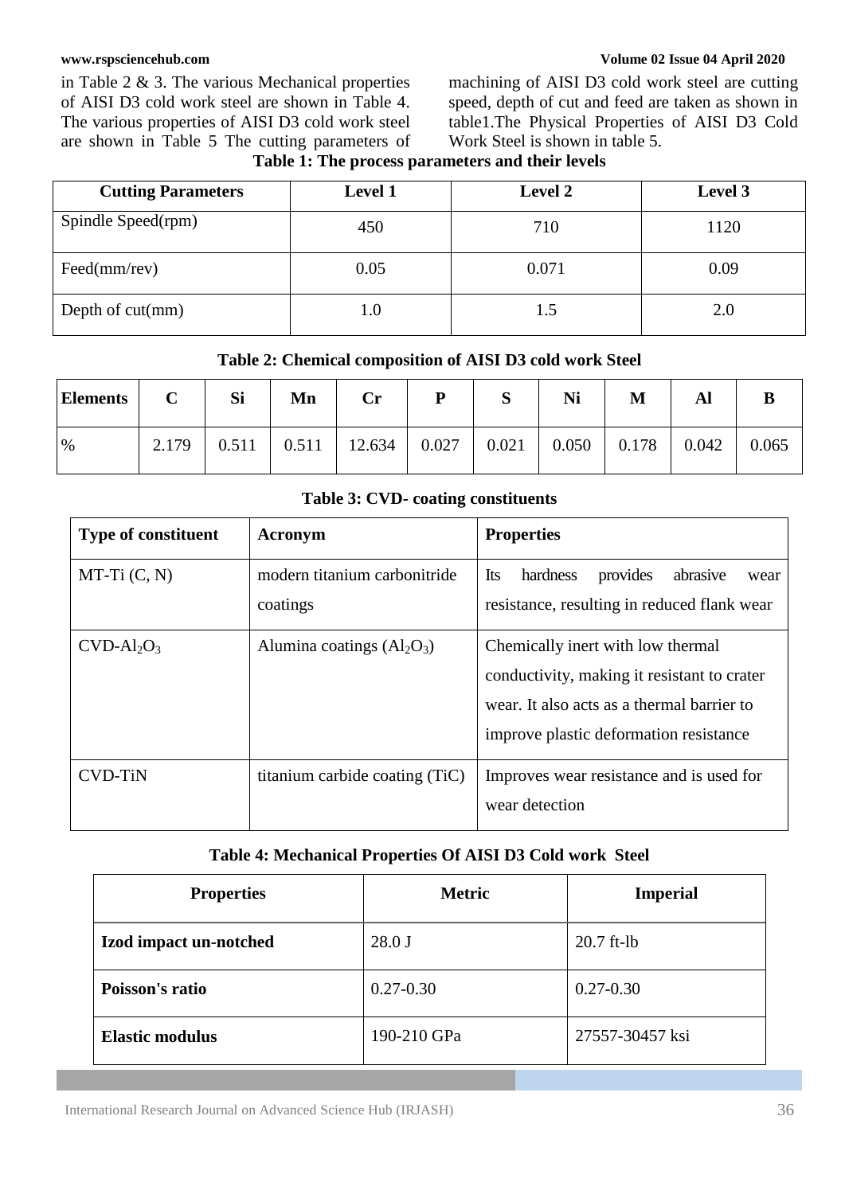in Table 2 & 3. The various Mechanical properties of AISI D3 cold work steel are shown in Table 4. The various properties of AISI D3 cold work steel are shown in Table 5 The cutting parameters of machining of AISI D3 cold work steel are cutting speed, depth of cut and feed are taken as shown in table1.The Physical Properties of AISI D3 Cold Work Steel is shown in table 5.

**Table 1: The process parameters and their levels**

| Cutting Parameters | Level 1 | Level 2 | Level 3 |
|---|---|---|---|
| Spindle Speed(rpm) | 450 | 710 | 1120 |
| Feed(mm/rev) | 0.05 | 0.071 | 0.09 |
| Depth of cut(mm) | 1.0 | 1.5 | 2.0 |

**Table 2: Chemical composition of AISI D3 cold work Steel**

| Elements | C | Si | Mn | Cr | P | S | Ni | M | Al | B |
|---|---|---|---|---|---|---|---|---|---|---|
| % | 2.179 | 0.511 | 0.511 | 12.634 | 0.027 | 0.021 | 0.050 | 0.178 | 0.042 | 0.065 |

**Table 3: CVD- coating constituents**

| Type of constituent | Acronym | Properties |
|---|---|---|
| MT-Ti (C, N) | modern titanium carbonitride coatings | Its hardness provides abrasive wear resistance, resulting in reduced flank wear |
| CVD-$Al_2O_3$ | Alumina coatings ($Al_2O_3$) | Chemically inert with low thermal conductivity, making it resistant to crater wear. It also acts as a thermal barrier to improve plastic deformation resistance |
| CVD-TiN | titanium carbide coating (TiC) | Improves wear resistance and is used for wear detection |

**Table 4: Mechanical Properties Of AISI D3 Cold work Steel**

| Properties | Metric | Imperial |
|---|---|---|
| **Izod impact un-notched** | 28.0 J | 20.7 ft-lb |
| **Poisson's ratio** | 0.27-0.30 | 0.27-0.30 |
| **Elastic modulus** | 190-210 GPa | 27557-30457 ksi |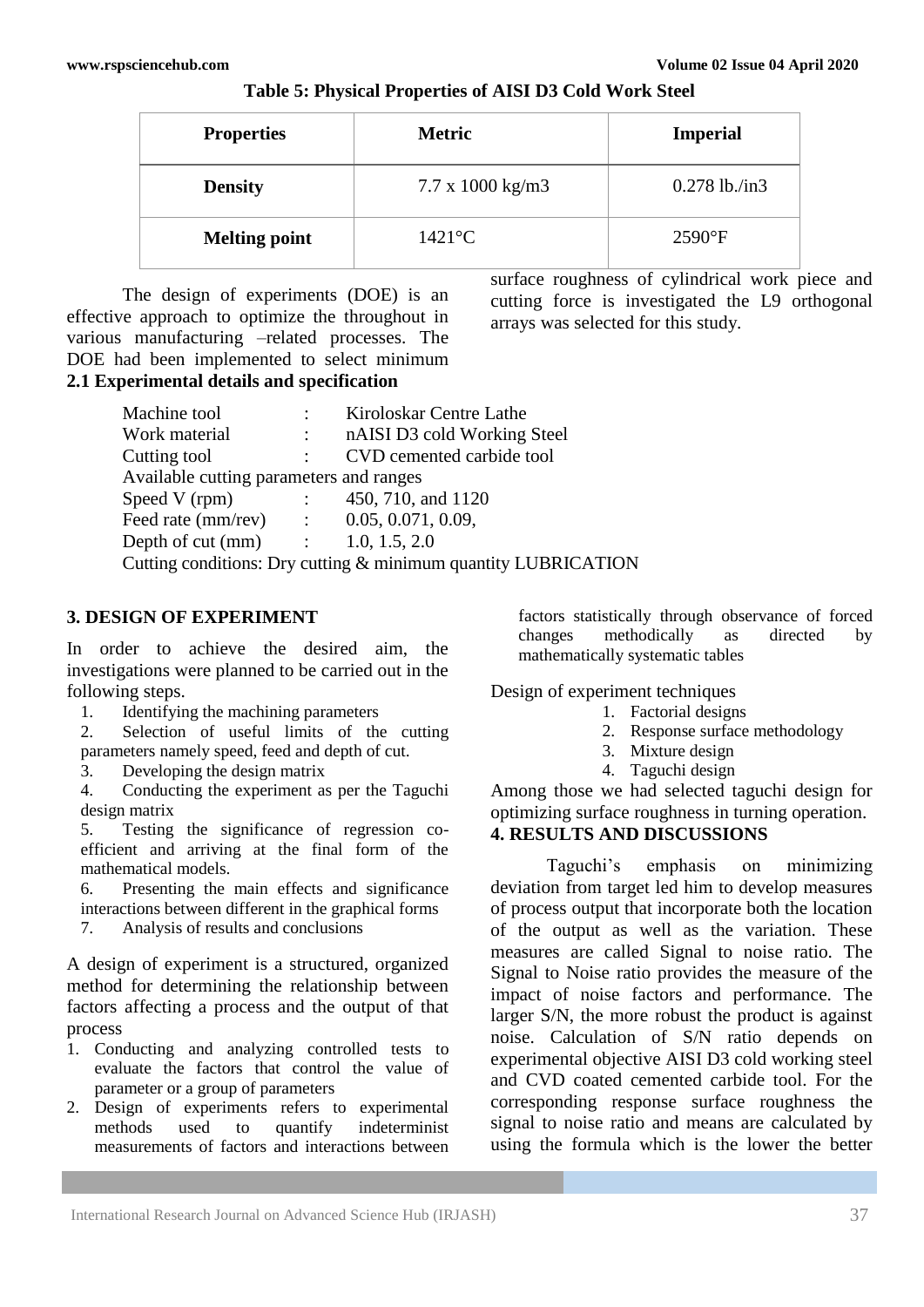**Table 5: Physical Properties of AISI D3 Cold Work Steel**

| Properties | Metric | Imperial |
|---|---|---|
| **Density** | 7.7 x 1000 kg/m3 | 0.278 lb./in3 |
| **Melting point** | 1421°C | 2590°F |

The design of experiments (DOE) is an effective approach to optimize the throughout in various manufacturing –related processes. The DOE had been implemented to select minimum surface roughness of cylindrical work piece and cutting force is investigated the L9 orthogonal arrays was selected for this study.

### 2.1 Experimental details and specification

Machine tool : Kiroloskar Centre Lathe
Work material : nAISI D3 cold Working Steel
Cutting tool : CVD cemented carbide tool
Available cutting parameters and ranges
Speed V (rpm) : 450, 710, and 1120
Feed rate (mm/rev) : 0.05, 0.071, 0.09,
Depth of cut (mm) : 1.0, 1.5, 2.0
Cutting conditions: Dry cutting & minimum quantity LUBRICATION

## 3. DESIGN OF EXPERIMENT

In order to achieve the desired aim, the investigations were planned to be carried out in the following steps.

1. Identifying the machining parameters
2. Selection of useful limits of the cutting parameters namely speed, feed and depth of cut.
3. Developing the design matrix
4. Conducting the experiment as per the Taguchi design matrix
5. Testing the significance of regression co-efficient and arriving at the final form of the mathematical models.
6. Presenting the main effects and significance interactions between different in the graphical forms
7. Analysis of results and conclusions

A design of experiment is a structured, organized method for determining the relationship between factors affecting a process and the output of that process

1. Conducting and analyzing controlled tests to evaluate the factors that control the value of parameter or a group of parameters
2. Design of experiments refers to experimental methods used to quantify indeterminist measurements of factors and interactions between factors statistically through observance of forced changes methodically as directed by mathematically systematic tables

Design of experiment techniques

1. Factorial designs
2. Response surface methodology
3. Mixture design
4. Taguchi design

Among those we had selected taguchi design for optimizing surface roughness in turning operation.

## 4. RESULTS AND DISCUSSIONS

Taguchi's emphasis on minimizing deviation from target led him to develop measures of process output that incorporate both the location of the output as well as the variation. These measures are called Signal to noise ratio. The Signal to Noise ratio provides the measure of the impact of noise factors and performance. The larger S/N, the more robust the product is against noise. Calculation of S/N ratio depends on experimental objective AISI D3 cold working steel and CVD coated cemented carbide tool. For the corresponding response surface roughness the signal to noise ratio and means are calculated by using the formula which is the lower the better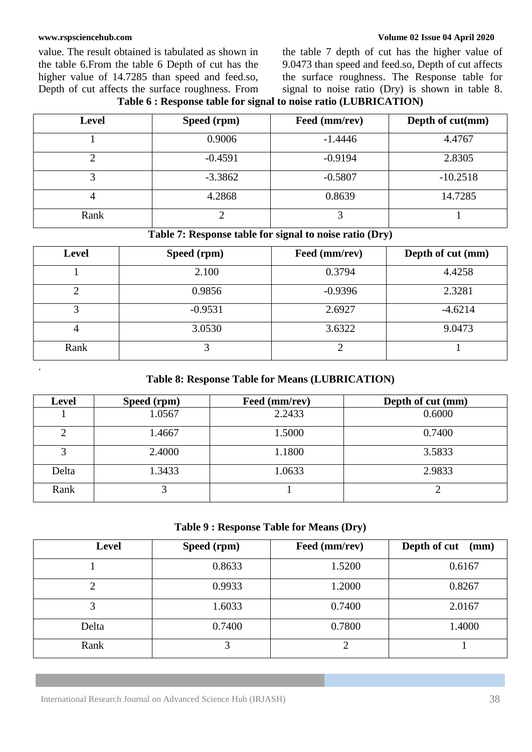value. The result obtained is tabulated as shown in the table 6.From the table 6 Depth of cut has the higher value of 14.7285 than speed and feed.so, Depth of cut affects the surface roughness. From the table 7 depth of cut has the higher value of 9.0473 than speed and feed.so, Depth of cut affects the surface roughness. The Response table for signal to noise ratio (Dry) is shown in table 8.

**Table 6 : Response table for signal to noise ratio (LUBRICATION)**

| Level | Speed (rpm) | Feed (mm/rev) | Depth of cut(mm) |
|---|---|---|---|
| 1 | 0.9006 | -1.4446 | 4.4767 |
| 2 | -0.4591 | -0.9194 | 2.8305 |
| 3 | -3.3862 | -0.5807 | -10.2518 |
| 4 | 4.2868 | 0.8639 | 14.7285 |
| Rank | 2 | 3 | 1 |

**Table 7: Response table for signal to noise ratio (Dry)**

| Level | Speed (rpm) | Feed (mm/rev) | Depth of cut (mm) |
|---|---|---|---|
| 1 | 2.100 | 0.3794 | 4.4258 |
| 2 | 0.9856 | -0.9396 | 2.3281 |
| 3 | -0.9531 | 2.6927 | -4.6214 |
| 4 | 3.0530 | 3.6322 | 9.0473 |
| Rank | 3 | 2 | 1 |

**Table 8: Response Table for Means (LUBRICATION)**

| Level | Speed (rpm) | Feed (mm/rev) | Depth of cut (mm) |
|---|---|---|---|
| 1 | 1.0567 | 2.2433 | 0.6000 |
| 2 | 1.4667 | 1.5000 | 0.7400 |
| 3 | 2.4000 | 1.1800 | 3.5833 |
| Delta | 1.3433 | 1.0633 | 2.9833 |
| Rank | 3 | 1 | 2 |

**Table 9 : Response Table for Means (Dry)**

| Level | Speed (rpm) | Feed (mm/rev) | Depth of cut (mm) |
|---|---|---|---|
| 1 | 0.8633 | 1.5200 | 0.6167 |
| 2 | 0.9933 | 1.2000 | 0.8267 |
| 3 | 1.6033 | 0.7400 | 2.0167 |
| Delta | 0.7400 | 0.7800 | 1.4000 |
| Rank | 3 | 2 | 1 |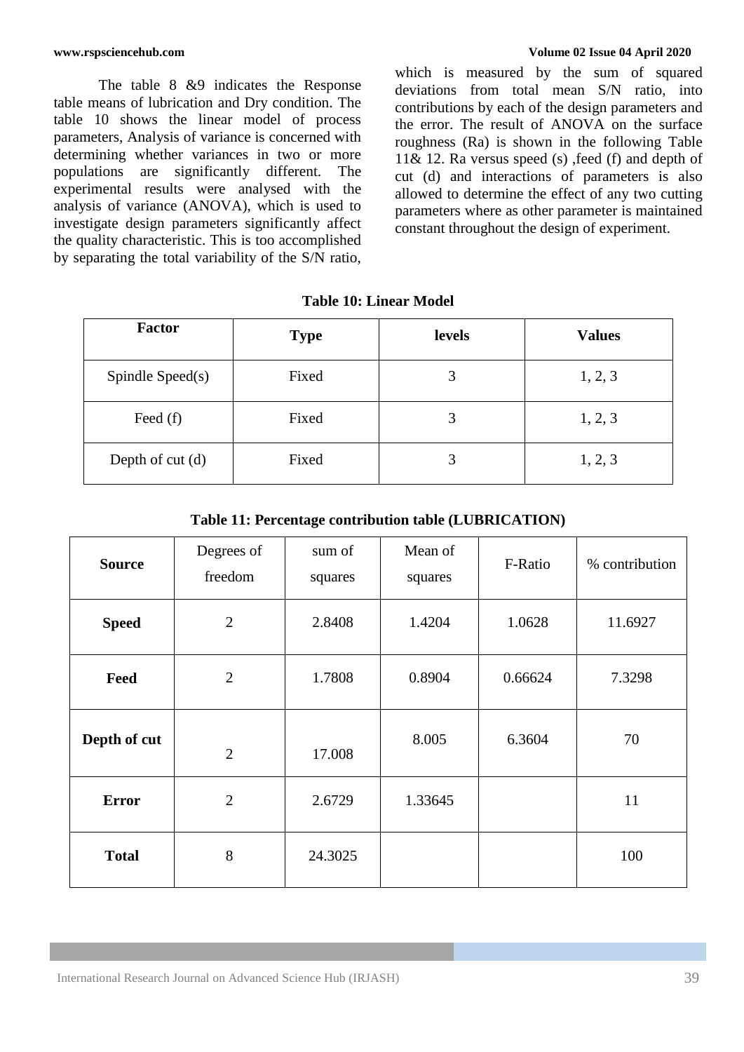The table 8 &9 indicates the Response table means of lubrication and Dry condition. The table 10 shows the linear model of process parameters, Analysis of variance is concerned with determining whether variances in two or more populations are significantly different. The experimental results were analysed with the analysis of variance (ANOVA), which is used to investigate design parameters significantly affect the quality characteristic. This is too accomplished by separating the total variability of the S/N ratio, which is measured by the sum of squared deviations from total mean S/N ratio, into contributions by each of the design parameters and the error. The result of ANOVA on the surface roughness (Ra) is shown in the following Table 11& 12. Ra versus speed (s) ,feed (f) and depth of cut (d) and interactions of parameters is also allowed to determine the effect of any two cutting parameters where as other parameter is maintained constant throughout the design of experiment.

**Table 10: Linear Model**

| Factor | Type | levels | Values |
|---|---|---|---|
| Spindle Speed(s) | Fixed | 3 | 1, 2, 3 |
| Feed (f) | Fixed | 3 | 1, 2, 3 |
| Depth of cut (d) | Fixed | 3 | 1, 2, 3 |

**Table 11: Percentage contribution table (LUBRICATION)**

| Source | Degrees of freedom | sum of squares | Mean of squares | F-Ratio | % contribution |
|---|---|---|---|---|---|
| **Speed** | 2 | 2.8408 | 1.4204 | 1.0628 | 11.6927 |
| **Feed** | 2 | 1.7808 | 0.8904 | 0.66624 | 7.3298 |
| **Depth of cut** | 2 | 17.008 | 8.005 | 6.3604 | 70 |
| **Error** | 2 | 2.6729 | 1.33645 | | 11 |
| **Total** | 8 | 24.3025 | | | 100 |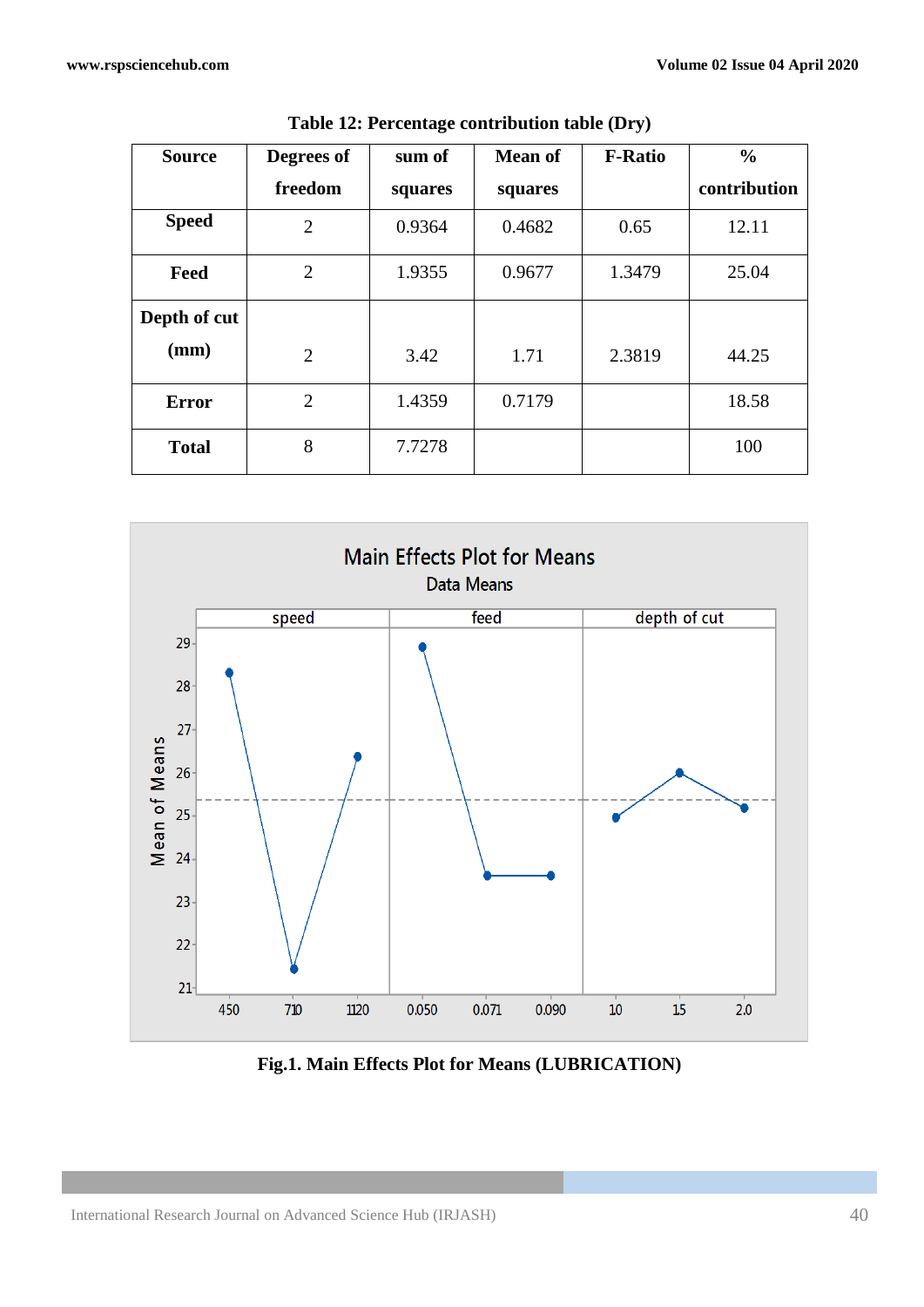**Table 12: Percentage contribution table (Dry)**

| Source | Degrees of freedom | sum of squares | Mean of squares | F-Ratio | % contribution |
|---|---|---|---|---|---|
| **Speed** | 2 | 0.9364 | 0.4682 | 0.65 | 12.11 |
| **Feed** | 2 | 1.9355 | 0.9677 | 1.3479 | 25.04 |
| **Depth of cut (mm)** | 2 | 3.42 | 1.71 | 2.3819 | 44.25 |
| **Error** | 2 | 1.4359 | 0.7179 | | 18.58 |
| **Total** | 8 | 7.7278 | | | 100 |

**Fig.1. Main Effects Plot for Means (LUBRICATION)**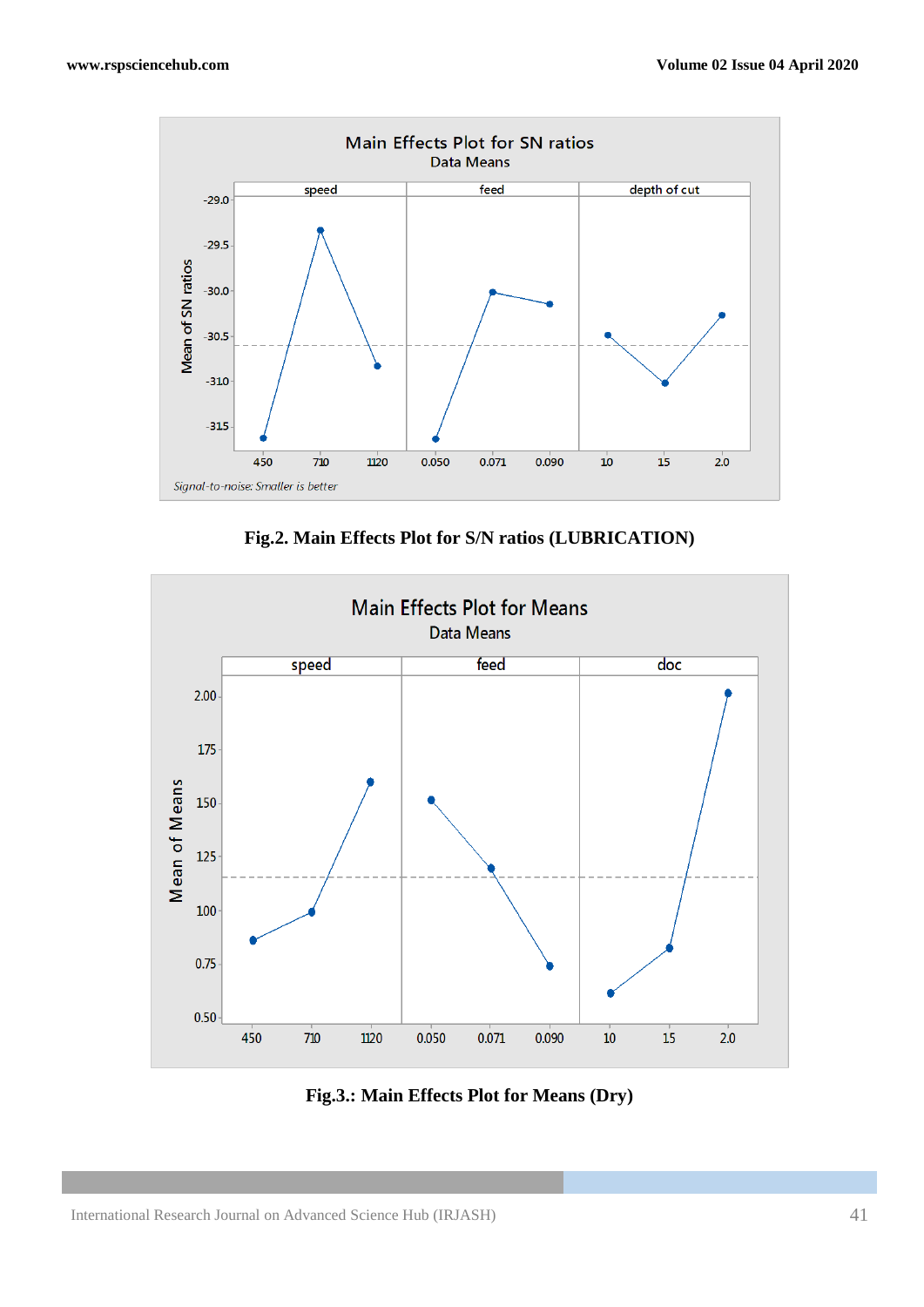Fig.2. Main Effects Plot for S/N ratios (LUBRICATION)

Fig.3.: Main Effects Plot for Means (Dry)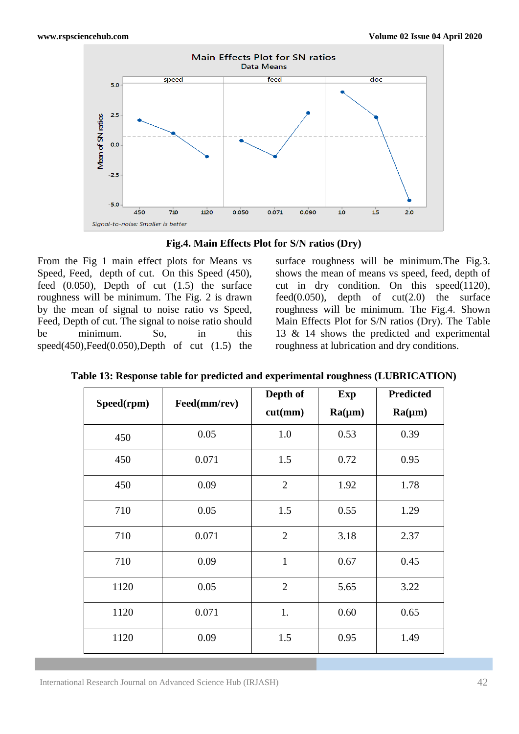**Fig.4. Main Effects Plot for S/N ratios (Dry)**

From the Fig 1 main effect plots for Means vs Speed, Feed, depth of cut. On this Speed (450), feed (0.050), Depth of cut (1.5) the surface roughness will be minimum. The Fig. 2 is drawn by the mean of signal to noise ratio vs Speed, Feed, Depth of cut. The signal to noise ratio should be minimum. So, in this speed(450),Feed(0.050),Depth of cut (1.5) the surface roughness will be minimum.The Fig.3. shows the mean of means vs speed, feed, depth of cut in dry condition. On this speed(1120), feed(0.050), depth of cut(2.0) the surface roughness will be minimum. The Fig.4. Shown Main Effects Plot for S/N ratios (Dry). The Table 13 & 14 shows the predicted and experimental roughness at lubrication and dry conditions.

**Table 13: Response table for predicted and experimental roughness (LUBRICATION)**

| Speed(rpm) | Feed(mm/rev) | Depth of cut(mm) | Exp Ra(μm) | Predicted Ra(μm) |
|---|---|---|---|---|
| 450 | 0.05 | 1.0 | 0.53 | 0.39 |
| 450 | 0.071 | 1.5 | 0.72 | 0.95 |
| 450 | 0.09 | 2 | 1.92 | 1.78 |
| 710 | 0.05 | 1.5 | 0.55 | 1.29 |
| 710 | 0.071 | 2 | 3.18 | 2.37 |
| 710 | 0.09 | 1 | 0.67 | 0.45 |
| 1120 | 0.05 | 2 | 5.65 | 3.22 |
| 1120 | 0.071 | 1. | 0.60 | 0.65 |
| 1120 | 0.09 | 1.5 | 0.95 | 1.49 |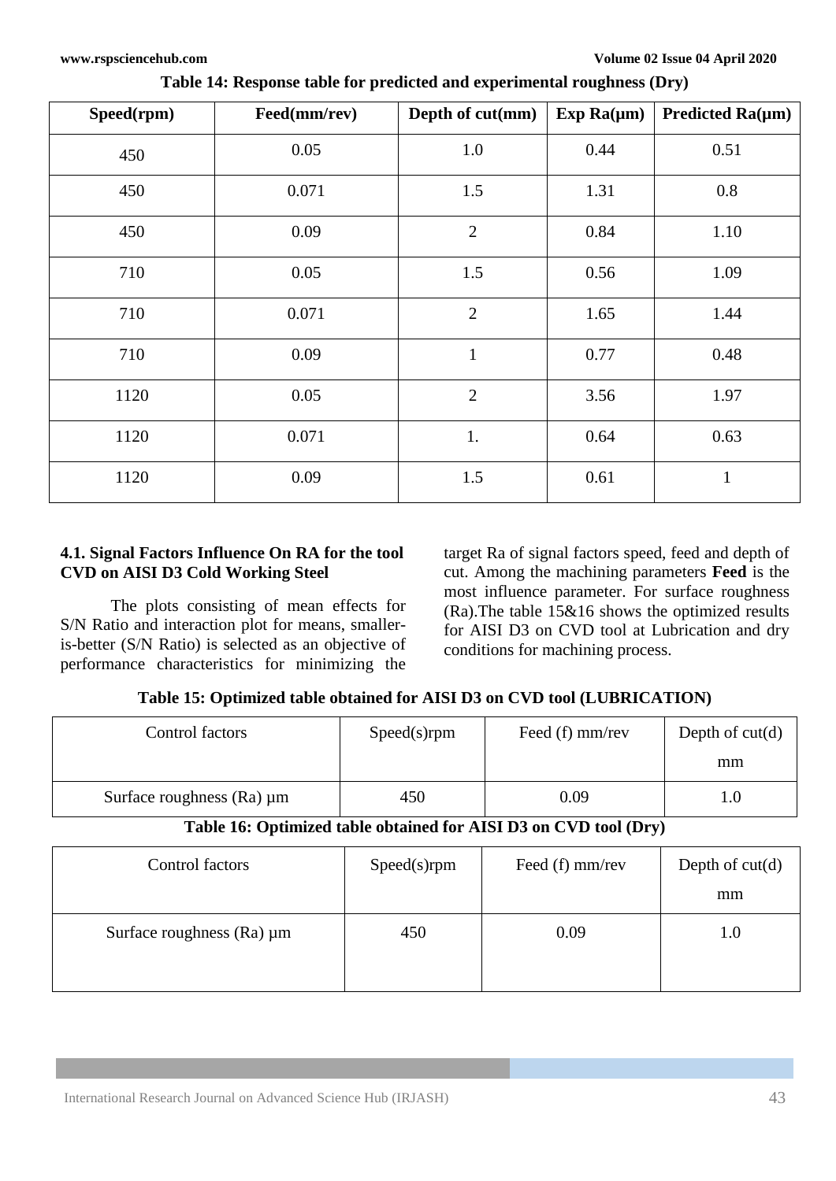**Table 14: Response table for predicted and experimental roughness (Dry)**

| Speed(rpm) | Feed(mm/rev) | Depth of cut(mm) | Exp Ra(µm) | Predicted Ra(µm) |
|---|---|---|---|---|
| 450 | 0.05 | 1.0 | 0.44 | 0.51 |
| 450 | 0.071 | 1.5 | 1.31 | 0.8 |
| 450 | 0.09 | 2 | 0.84 | 1.10 |
| 710 | 0.05 | 1.5 | 0.56 | 1.09 |
| 710 | 0.071 | 2 | 1.65 | 1.44 |
| 710 | 0.09 | 1 | 0.77 | 0.48 |
| 1120 | 0.05 | 2 | 3.56 | 1.97 |
| 1120 | 0.071 | 1. | 0.64 | 0.63 |
| 1120 | 0.09 | 1.5 | 0.61 | 1 |

### 4.1. Signal Factors Influence On RA for the tool CVD on AISI D3 Cold Working Steel

The plots consisting of mean effects for S/N Ratio and interaction plot for means, smaller-is-better (S/N Ratio) is selected as an objective of performance characteristics for minimizing the target Ra of signal factors speed, feed and depth of cut. Among the machining parameters **Feed** is the most influence parameter. For surface roughness (Ra).The table 15&16 shows the optimized results for AISI D3 on CVD tool at Lubrication and dry conditions for machining process.

**Table 15: Optimized table obtained for AISI D3 on CVD tool (LUBRICATION)**

| Control factors | Speed(s)rpm | Feed (f) mm/rev | Depth of cut(d) mm |
|---|---|---|---|
| Surface roughness (Ra) µm | 450 | 0.09 | 1.0 |

**Table 16: Optimized table obtained for AISI D3 on CVD tool (Dry)**

| Control factors | Speed(s)rpm | Feed (f) mm/rev | Depth of cut(d) mm |
|---|---|---|---|
| Surface roughness (Ra) µm | 450 | 0.09 | 1.0 |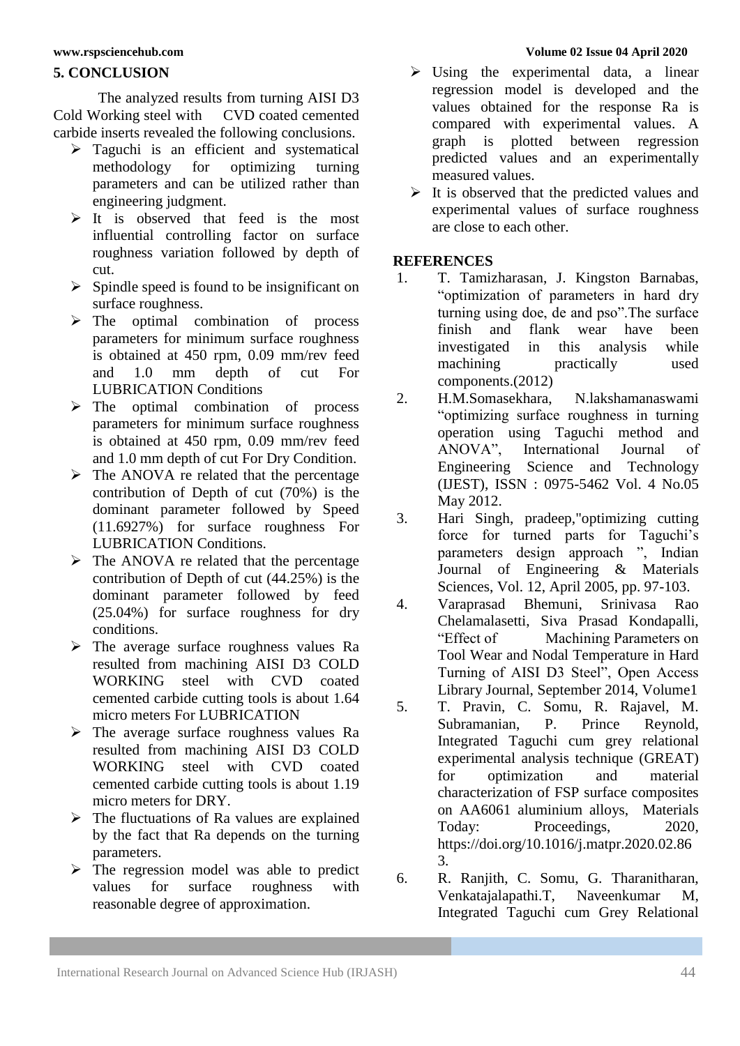## 5. CONCLUSION

The analyzed results from turning AISI D3 Cold Working steel with CVD coated cemented carbide inserts revealed the following conclusions.

- Taguchi is an efficient and systematical methodology for optimizing turning parameters and can be utilized rather than engineering judgment.
- It is observed that feed is the most influential controlling factor on surface roughness variation followed by depth of cut.
- Spindle speed is found to be insignificant on surface roughness.
- The optimal combination of process parameters for minimum surface roughness is obtained at 450 rpm, 0.09 mm/rev feed and 1.0 mm depth of cut For LUBRICATION Conditions
- The optimal combination of process parameters for minimum surface roughness is obtained at 450 rpm, 0.09 mm/rev feed and 1.0 mm depth of cut For Dry Condition.
- The ANOVA re related that the percentage contribution of Depth of cut (70%) is the dominant parameter followed by Speed (11.6927%) for surface roughness For LUBRICATION Conditions.
- The ANOVA re related that the percentage contribution of Depth of cut (44.25%) is the dominant parameter followed by feed (25.04%) for surface roughness for dry conditions.
- The average surface roughness values Ra resulted from machining AISI D3 COLD WORKING steel with CVD coated cemented carbide cutting tools is about 1.64 micro meters For LUBRICATION
- The average surface roughness values Ra resulted from machining AISI D3 COLD WORKING steel with CVD coated cemented carbide cutting tools is about 1.19 micro meters for DRY.
- The fluctuations of Ra values are explained by the fact that Ra depends on the turning parameters.
- The regression model was able to predict values for surface roughness with reasonable degree of approximation.
- Using the experimental data, a linear regression model is developed and the values obtained for the response Ra is compared with experimental values. A graph is plotted between regression predicted values and an experimentally measured values.
- It is observed that the predicted values and experimental values of surface roughness are close to each other.

## REFERENCES

1. T. Tamizharasan, J. Kingston Barnabas, "optimization of parameters in hard dry turning using doe, de and pso".The surface finish and flank wear have been investigated in this analysis while machining practically used components.(2012)
2. H.M.Somasekhara, N.lakshamanaswami "optimizing surface roughness in turning operation using Taguchi method and ANOVA", International Journal of Engineering Science and Technology (IJEST), ISSN : 0975-5462 Vol. 4 No.05 May 2012.
3. Hari Singh, pradeep,"optimizing cutting force for turned parts for Taguchi's parameters design approach ", Indian Journal of Engineering & Materials Sciences, Vol. 12, April 2005, pp. 97-103.
4. Varaprasad Bhemuni, Srinivasa Rao Chelamalasetti, Siva Prasad Kondapalli, "Effect of Machining Parameters on Tool Wear and Nodal Temperature in Hard Turning of AISI D3 Steel", Open Access Library Journal, September 2014, Volume1
5. T. Pravin, C. Somu, R. Rajavel, M. Subramanian, P. Prince Reynold, Integrated Taguchi cum grey relational experimental analysis technique (GREAT) for optimization and material characterization of FSP surface composites on AA6061 aluminium alloys, Materials Today: Proceedings, 2020, https://doi.org/10.1016/j.matpr.2020.02.863.
6. R. Ranjith, C. Somu, G. Tharanitharan, Venkatajalapathi.T, Naveenkumar M, Integrated Taguchi cum Grey Relational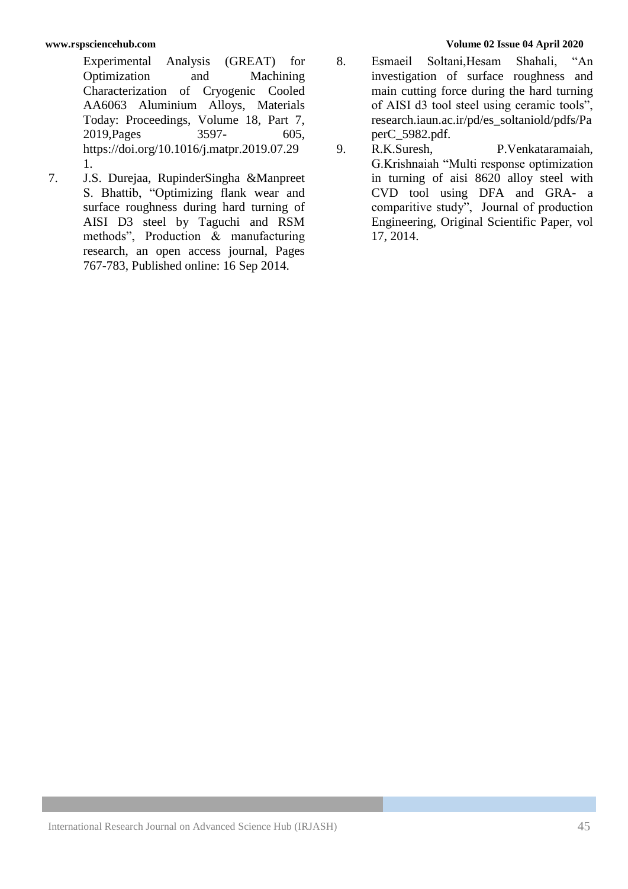Experimental Analysis (GREAT) for Optimization and Machining Characterization of Cryogenic Cooled AA6063 Aluminium Alloys, Materials Today: Proceedings, Volume 18, Part 7, 2019,Pages 3597- 605, https://doi.org/10.1016/j.matpr.2019.07.291.

7. J.S. Durejaa, RupinderSingha &Manpreet S. Bhattib, "Optimizing flank wear and surface roughness during hard turning of AISI D3 steel by Taguchi and RSM methods", Production & manufacturing research, an open access journal, Pages 767-783, Published online: 16 Sep 2014.
8. Esmaeil Soltani,Hesam Shahali, "An investigation of surface roughness and main cutting force during the hard turning of AISI d3 tool steel using ceramic tools", research.iaun.ac.ir/pd/es_soltaniold/pdfs/PaperC_5982.pdf.
9. R.K.Suresh, P.Venkataramaiah, G.Krishnaiah "Multi response optimization in turning of aisi 8620 alloy steel with CVD tool using DFA and GRA- a comparitive study", Journal of production Engineering, Original Scientific Paper, vol 17, 2014.